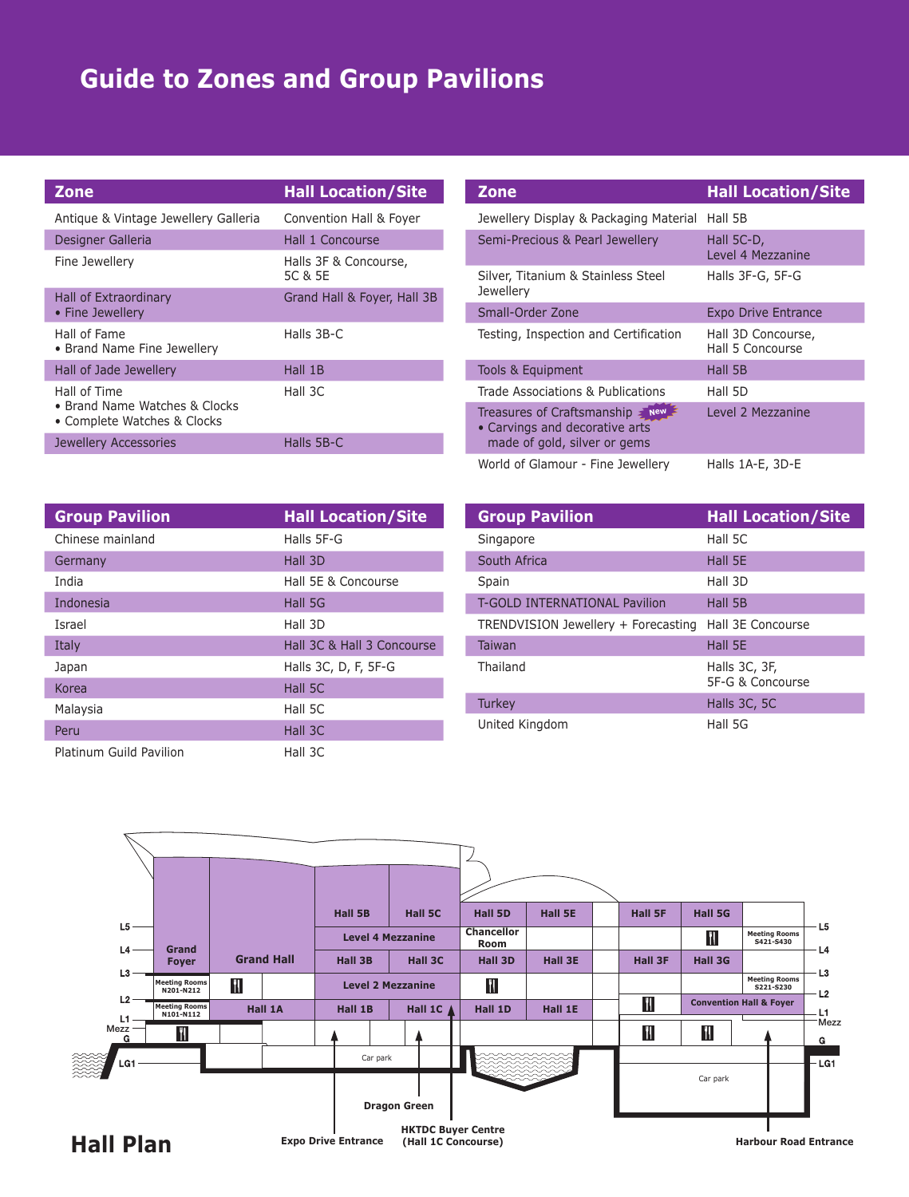# Guide to Zones and Group Pavilions

| Zone | Hall Location/Site |
|---|---|
| Antique & Vintage Jewellery Galleria | Convention Hall & Foyer |
| Designer Galleria | Hall 1 Concourse |
| Fine Jewellery | Halls 3F & Concourse, 5C & 5E |
| Hall of Extraordinary • Fine Jewellery | Grand Hall & Foyer, Hall 3B |
| Hall of Fame • Brand Name Fine Jewellery | Halls 3B-C |
| Hall of Jade Jewellery | Hall 1B |
| Hall of Time • Brand Name Watches & Clocks • Complete Watches & Clocks | Hall 3C |
| Jewellery Accessories | Halls 5B-C |
| Jewellery Display & Packaging Material | Hall 5B |
| Semi-Precious & Pearl Jewellery | Hall 5C-D, Level 4 Mezzanine |
| Silver, Titanium & Stainless Steel Jewellery | Halls 3F-G, 5F-G |
| Small-Order Zone | Expo Drive Entrance |
| Testing, Inspection and Certification | Hall 3D Concourse, Hall 5 Concourse |
| Tools & Equipment | Hall 5B |
| Trade Associations & Publications | Hall 5D |
| Treasures of Craftsmanship (New) • Carvings and decorative arts made of gold, silver or gems | Level 2 Mezzanine |
| World of Glamour - Fine Jewellery | Halls 1A-E, 3D-E |

| Group Pavilion | Hall Location/Site |
|---|---|
| Chinese mainland | Halls 5F-G |
| Germany | Hall 3D |
| India | Hall 5E & Concourse |
| Indonesia | Hall 5G |
| Israel | Hall 3D |
| Italy | Hall 3C & Hall 3 Concourse |
| Japan | Halls 3C, D, F, 5F-G |
| Korea | Hall 5C |
| Malaysia | Hall 5C |
| Peru | Hall 3C |
| Platinum Guild Pavilion | Hall 3C |
| Singapore | Hall 5C |
| South Africa | Hall 5E |
| Spain | Hall 3D |
| T-GOLD INTERNATIONAL Pavilion | Hall 5B |
| TRENDVISION Jewellery + Forecasting | Hall 3E Concourse |
| Taiwan | Hall 5E |
| Thailand | Halls 3C, 3F, 5F-G & Concourse |
| Turkey | Halls 3C, 5C |
| United Kingdom | Hall 5G |

## Hall Plan

| Level | | | | | | | | | | |
|---|---|---|---|---|---|---|---|---|---|---|
| L5 | Grand Foyer | Grand Hall | Hall 5B | Hall 5C | Hall 5D | Hall 5E | Hall 5F | Hall 5G | |
| L4 | | | Level 4 Mezzanine | | Chancellor Room | | | | Meeting Rooms S421-S430 |
| L3 | | | Hall 3B | Hall 3C | Hall 3D | Hall 3E | Hall 3F | Hall 3G | |
| L2 | Meeting Rooms N201-N212 | | Level 2 Mezzanine | | | | | | Meeting Rooms S221-S230 |
| L1 | Meeting Rooms N101-N112 | Hall 1A | Hall 1B | Hall 1C | Hall 1D | Hall 1E | | Convention Hall & Foyer | |
| Mezz / G | | | | | | | | | |
| LG1 | | | Car park | | | | | Car park | |

Expo Drive Entrance · Dragon Green · HKTDC Buyer Centre (Hall 1C Concourse) · Harbour Road Entrance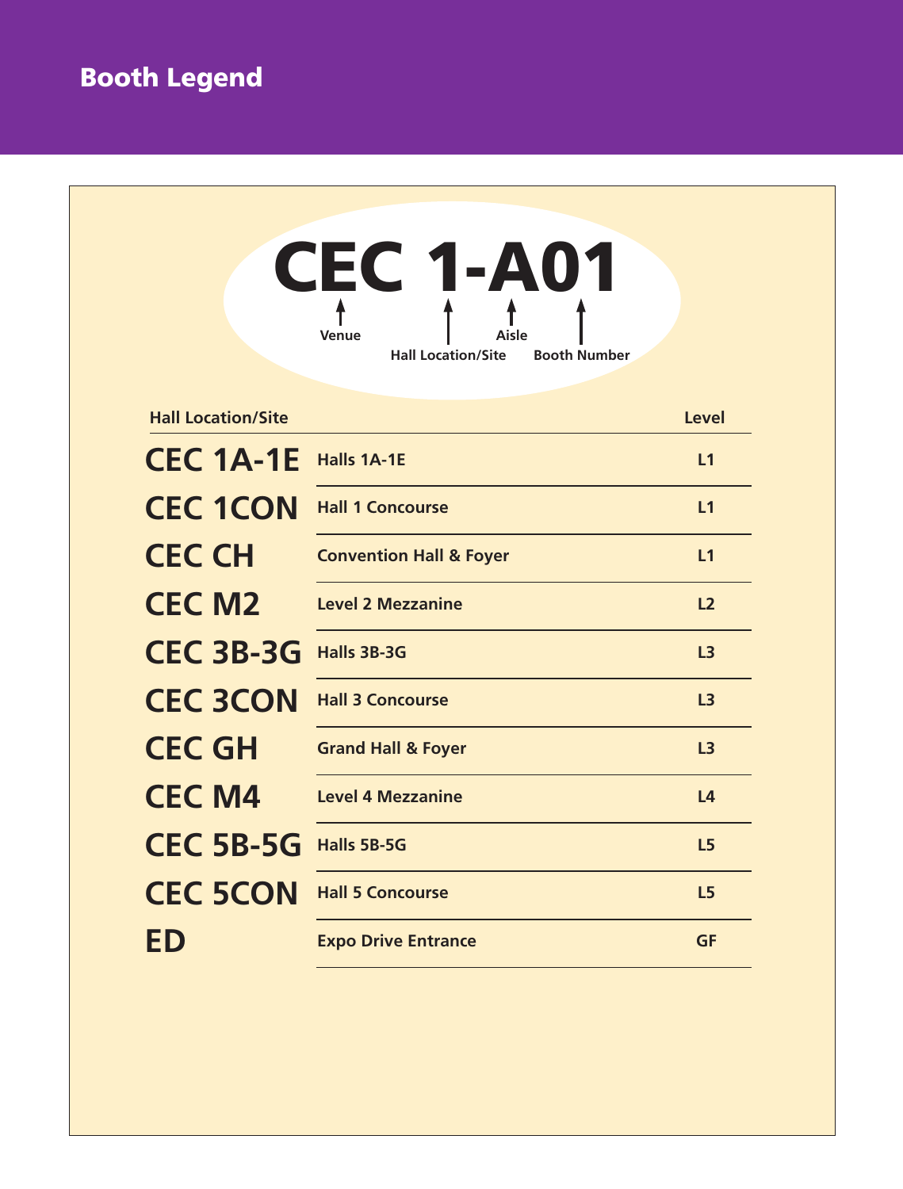# Booth Legend

**CEC 1-A01**

- Venue
- Hall Location/Site
- Aisle
- Booth Number

| Hall Location/Site | | Level |
|---|---|---|
| CEC 1A-1E | Halls 1A-1E | L1 |
| CEC 1CON | Hall 1 Concourse | L1 |
| CEC CH | Convention Hall & Foyer | L1 |
| CEC M2 | Level 2 Mezzanine | L2 |
| CEC 3B-3G | Halls 3B-3G | L3 |
| CEC 3CON | Hall 3 Concourse | L3 |
| CEC GH | Grand Hall & Foyer | L3 |
| CEC M4 | Level 4 Mezzanine | L4 |
| CEC 5B-5G | Halls 5B-5G | L5 |
| CEC 5CON | Hall 5 Concourse | L5 |
| ED | Expo Drive Entrance | GF |